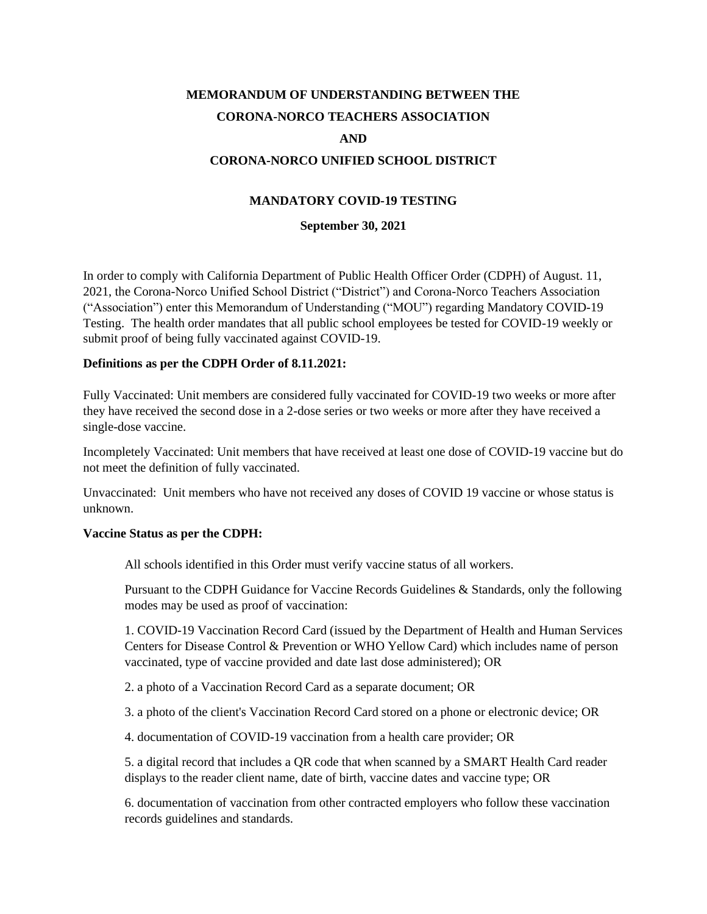# MEMORANDUM OF UNDERSTANDING BETWEEN THE CORONA-NORCO TEACHERS ASSOCIATION AND CORONA-NORCO UNIFIED SCHOOL DISTRICT

## MANDATORY COVID-19 TESTING

**September 30, 2021**

In order to comply with California Department of Public Health Officer Order (CDPH) of August. 11, 2021, the Corona-Norco Unified School District ("District") and Corona-Norco Teachers Association ("Association") enter this Memorandum of Understanding ("MOU") regarding Mandatory COVID-19 Testing. The health order mandates that all public school employees be tested for COVID-19 weekly or submit proof of being fully vaccinated against COVID-19.

**Definitions as per the CDPH Order of 8.11.2021:**

Fully Vaccinated: Unit members are considered fully vaccinated for COVID-19 two weeks or more after they have received the second dose in a 2-dose series or two weeks or more after they have received a single-dose vaccine.

Incompletely Vaccinated: Unit members that have received at least one dose of COVID-19 vaccine but do not meet the definition of fully vaccinated.

Unvaccinated: Unit members who have not received any doses of COVID 19 vaccine or whose status is unknown.

**Vaccine Status as per the CDPH:**

All schools identified in this Order must verify vaccine status of all workers.

Pursuant to the CDPH Guidance for Vaccine Records Guidelines & Standards, only the following modes may be used as proof of vaccination:

1. COVID-19 Vaccination Record Card (issued by the Department of Health and Human Services Centers for Disease Control & Prevention or WHO Yellow Card) which includes name of person vaccinated, type of vaccine provided and date last dose administered); OR

2. a photo of a Vaccination Record Card as a separate document; OR

3. a photo of the client's Vaccination Record Card stored on a phone or electronic device; OR

4. documentation of COVID-19 vaccination from a health care provider; OR

5. a digital record that includes a QR code that when scanned by a SMART Health Card reader displays to the reader client name, date of birth, vaccine dates and vaccine type; OR

6. documentation of vaccination from other contracted employers who follow these vaccination records guidelines and standards.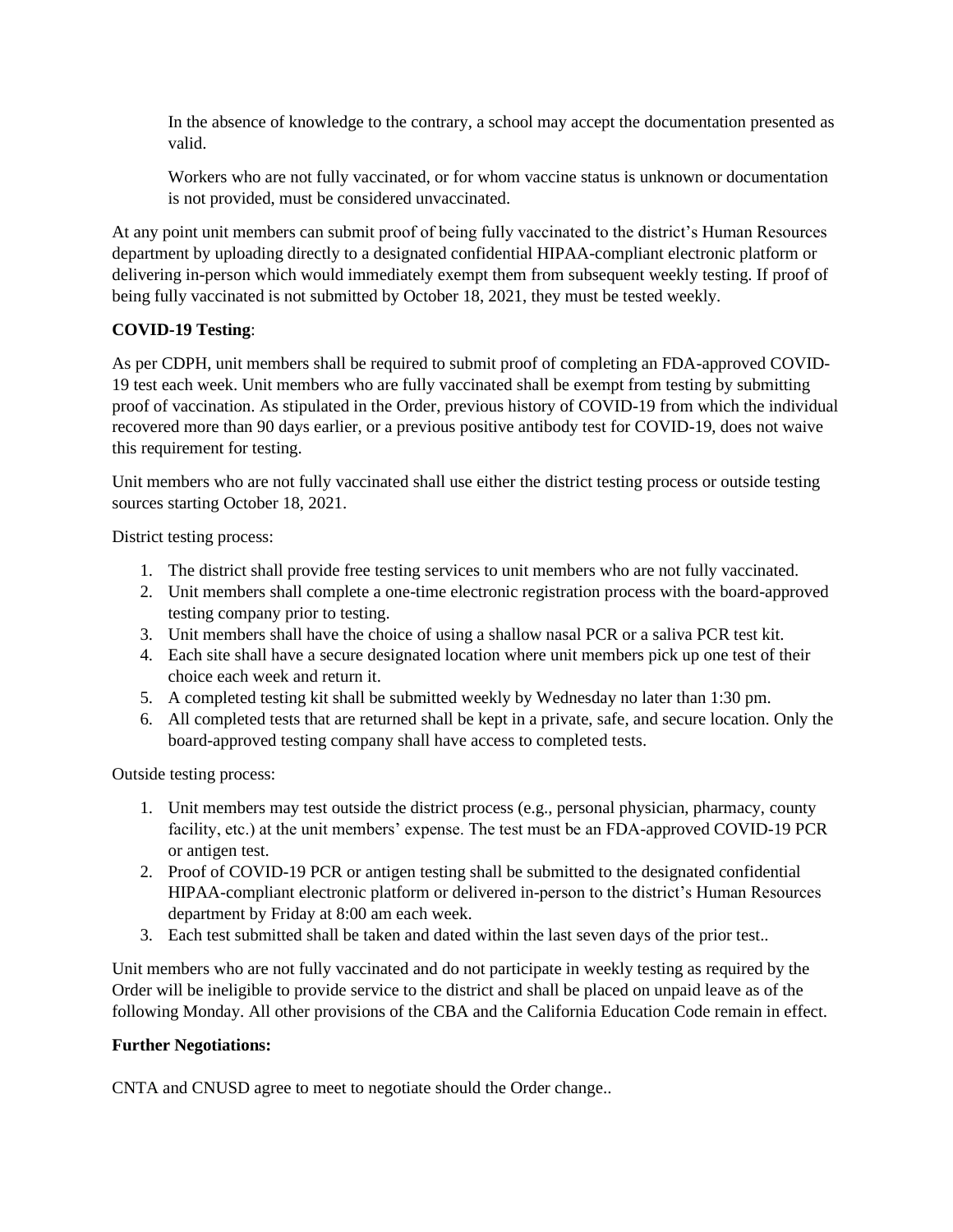> In the absence of knowledge to the contrary, a school may accept the documentation presented as valid.
>
> Workers who are not fully vaccinated, or for whom vaccine status is unknown or documentation is not provided, must be considered unvaccinated.

At any point unit members can submit proof of being fully vaccinated to the district's Human Resources department by uploading directly to a designated confidential HIPAA-compliant electronic platform or delivering in-person which would immediately exempt them from subsequent weekly testing. If proof of being fully vaccinated is not submitted by October 18, 2021, they must be tested weekly.

**COVID-19 Testing**:

As per CDPH, unit members shall be required to submit proof of completing an FDA-approved COVID-19 test each week. Unit members who are fully vaccinated shall be exempt from testing by submitting proof of vaccination. As stipulated in the Order, previous history of COVID-19 from which the individual recovered more than 90 days earlier, or a previous positive antibody test for COVID-19, does not waive this requirement for testing.

Unit members who are not fully vaccinated shall use either the district testing process or outside testing sources starting October 18, 2021.

District testing process:

1. The district shall provide free testing services to unit members who are not fully vaccinated.
2. Unit members shall complete a one-time electronic registration process with the board-approved testing company prior to testing.
3. Unit members shall have the choice of using a shallow nasal PCR or a saliva PCR test kit.
4. Each site shall have a secure designated location where unit members pick up one test of their choice each week and return it.
5. A completed testing kit shall be submitted weekly by Wednesday no later than 1:30 pm.
6. All completed tests that are returned shall be kept in a private, safe, and secure location. Only the board-approved testing company shall have access to completed tests.

Outside testing process:

1. Unit members may test outside the district process (e.g., personal physician, pharmacy, county facility, etc.) at the unit members' expense. The test must be an FDA-approved COVID-19 PCR or antigen test.
2. Proof of COVID-19 PCR or antigen testing shall be submitted to the designated confidential HIPAA-compliant electronic platform or delivered in-person to the district's Human Resources department by Friday at 8:00 am each week.
3. Each test submitted shall be taken and dated within the last seven days of the prior test..

Unit members who are not fully vaccinated and do not participate in weekly testing as required by the Order will be ineligible to provide service to the district and shall be placed on unpaid leave as of the following Monday. All other provisions of the CBA and the California Education Code remain in effect.

**Further Negotiations:**

CNTA and CNUSD agree to meet to negotiate should the Order change..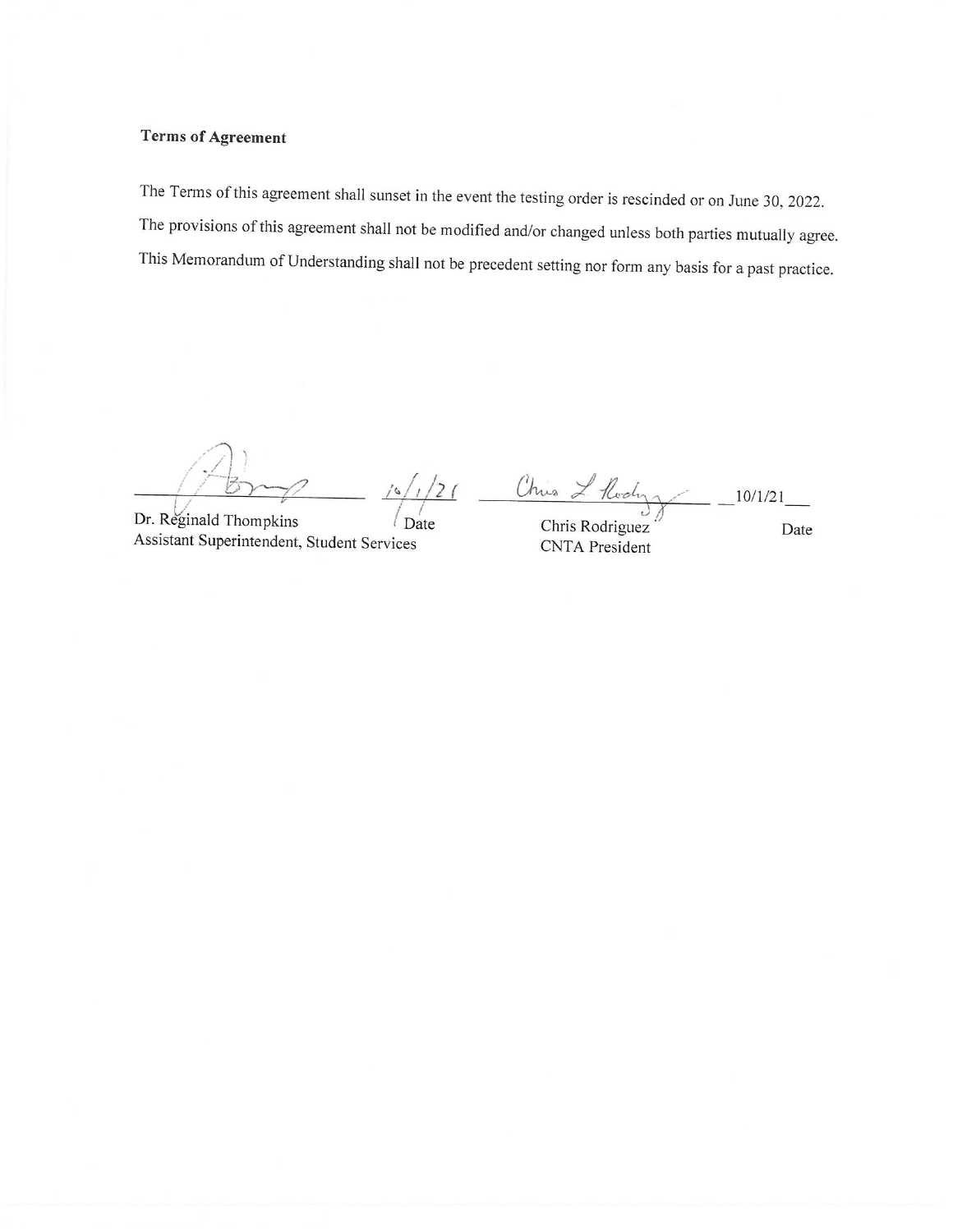**Terms of Agreement**

The Terms of this agreement shall sunset in the event the testing order is rescinded or on June 30, 2022.

The provisions of this agreement shall not be modified and/or changed unless both parties mutually agree.

This Memorandum of Understanding shall not be precedent setting nor form any basis for a past practice.

| | | | |
|---|---|---|---|
| Dr. Reginald Thompkins<br>Assistant Superintendent, Student Services | 10/1/21<br>Date | Chris Rodriguez<br>CNTA President | 10/1/21<br>Date |